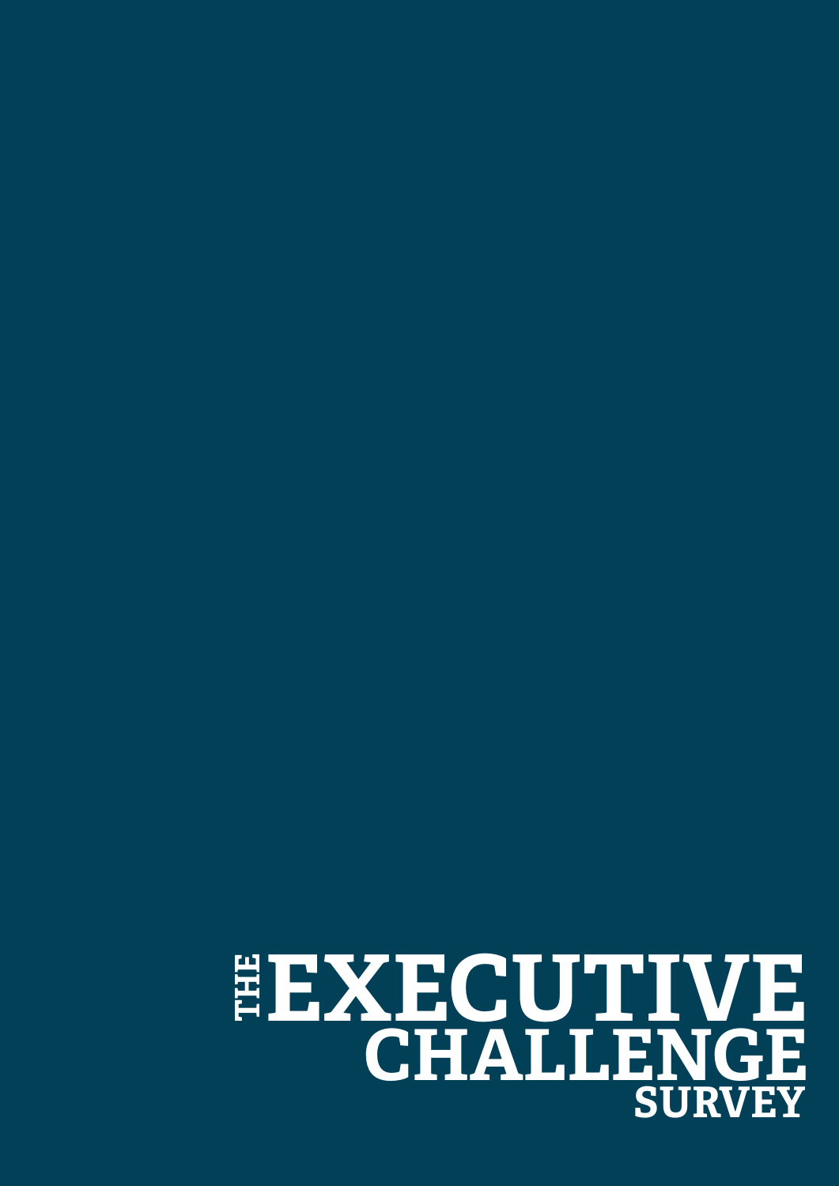# THE EXECUTIVE CHALLENGE SURVEY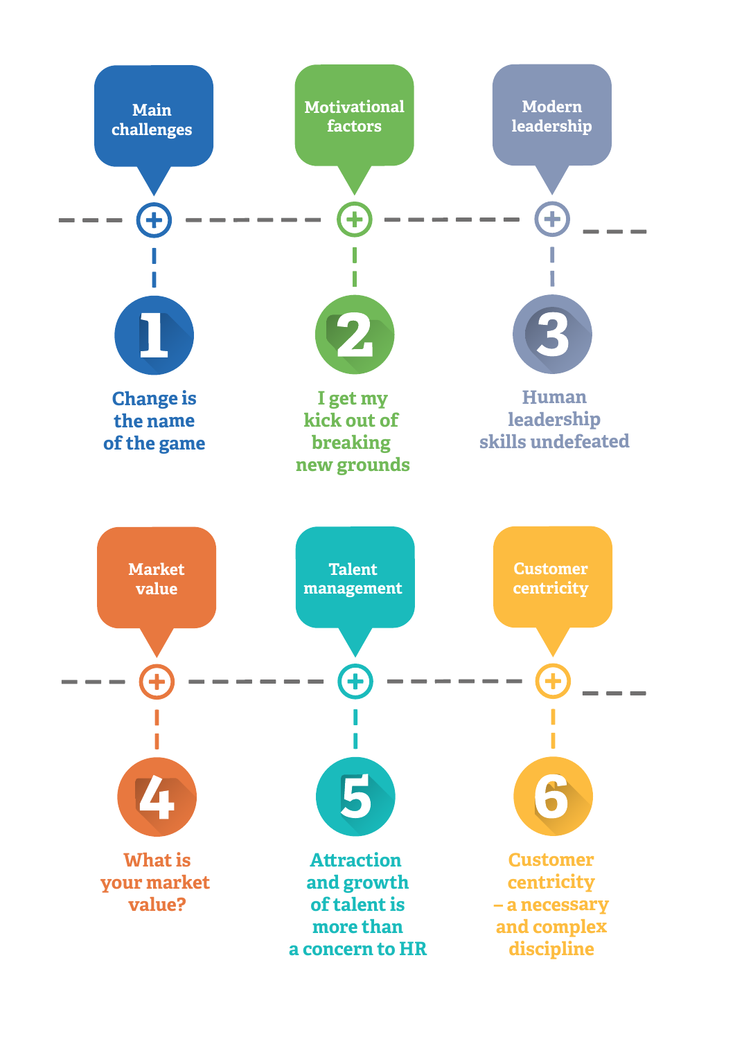**Main challenges**

**1**

Change is the name of the game

**Motivational factors**

**2**

I get my kick out of breaking new grounds

**Modern leadership**

**3**

Human leadership skills undefeated

**Market value**

**4**

What is your market value?

**Talent management**

**5**

Attraction and growth of talent is more than a concern to HR

**Customer centricity**

**6**

Customer centricity – a necessary and complex discipline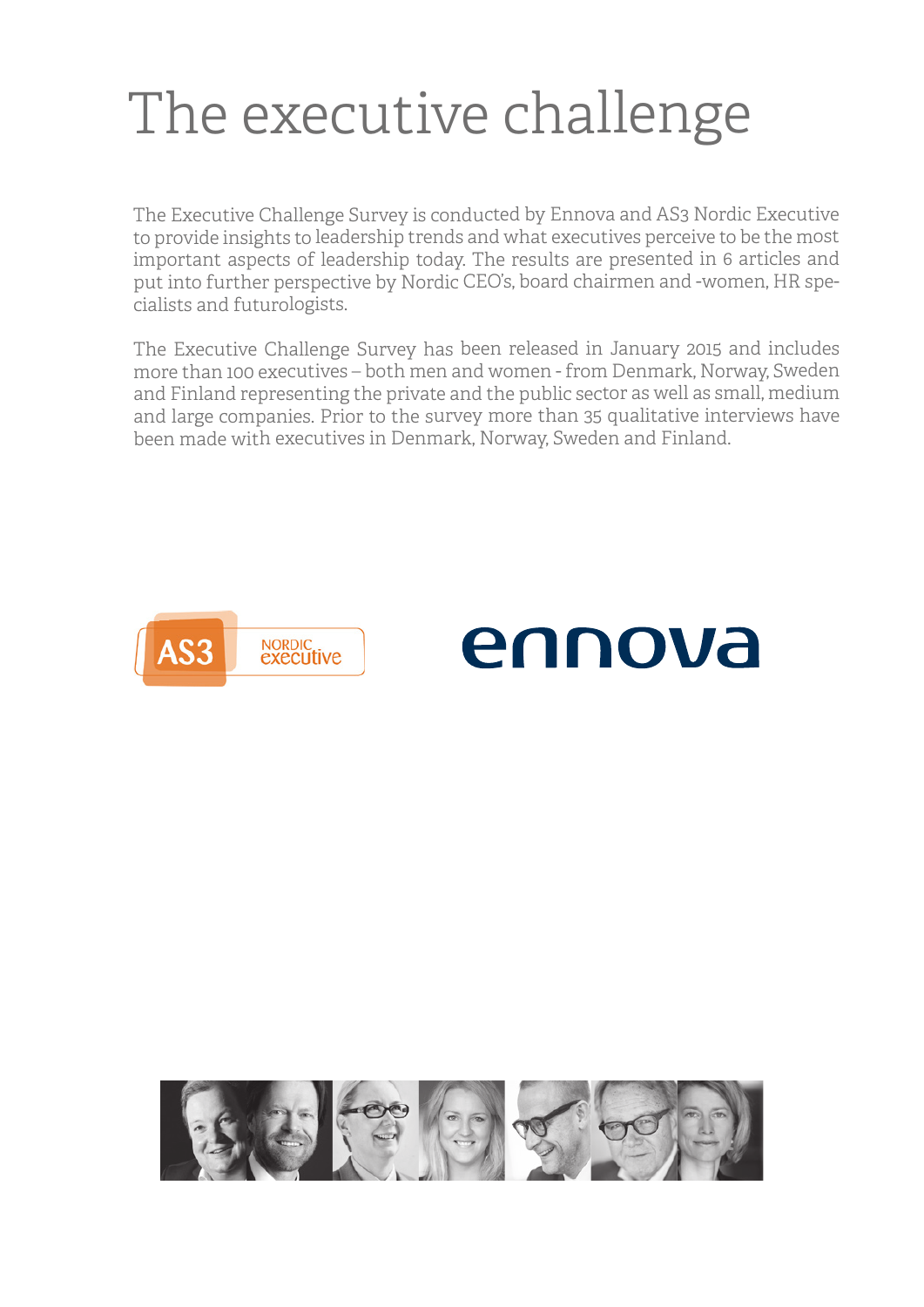# The executive challenge

The Executive Challenge Survey is conducted by Ennova and AS3 Nordic Executive to provide insights to leadership trends and what executives perceive to be the most important aspects of leadership today. The results are presented in 6 articles and put into further perspective by Nordic CEO's, board chairmen and -women, HR specialists and futurologists.

The Executive Challenge Survey has been released in January 2015 and includes more than 100 executives – both men and women - from Denmark, Norway, Sweden and Finland representing the private and the public sector as well as small, medium and large companies. Prior to the survey more than 35 qualitative interviews have been made with executives in Denmark, Norway, Sweden and Finland.

AS3 NORDIC executive

ennova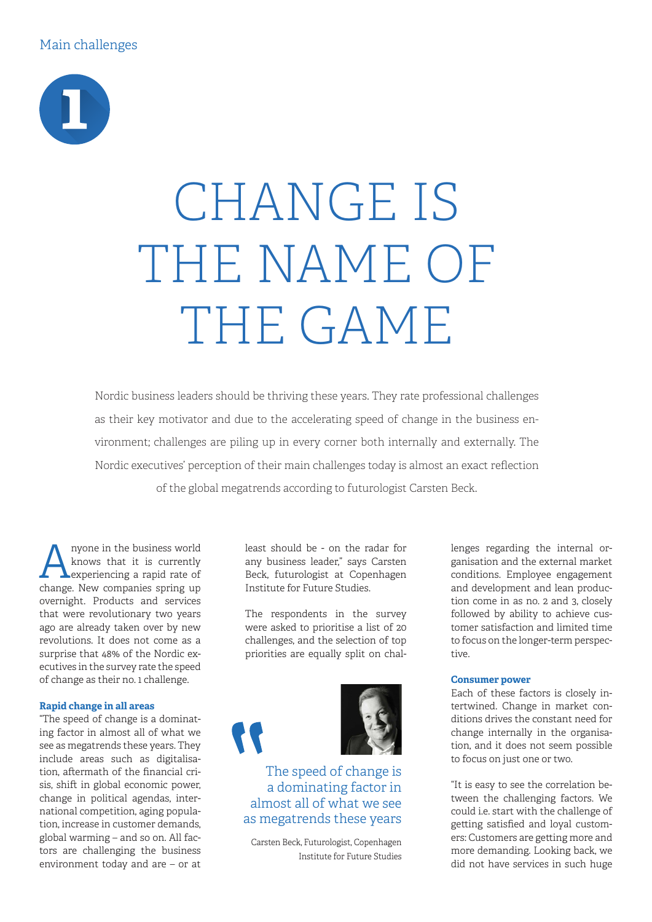Main challenges

1

# CHANGE IS THE NAME OF THE GAME

Nordic business leaders should be thriving these years. They rate professional challenges as their key motivator and due to the accelerating speed of change in the business environment; challenges are piling up in every corner both internally and externally. The Nordic executives' perception of their main challenges today is almost an exact reflection of the global megatrends according to futurologist Carsten Beck.

Anyone in the business world knows that it is currently experiencing a rapid rate of change. New companies spring up overnight. Products and services that were revolutionary two years ago are already taken over by new revolutions. It does not come as a surprise that 48% of the Nordic executives in the survey rate the speed of change as their no. 1 challenge.

**Rapid change in all areas**

"The speed of change is a dominating factor in almost all of what we see as megatrends these years. They include areas such as digitalisation, aftermath of the financial crisis, shift in global economic power, change in political agendas, international competition, aging population, increase in customer demands, global warming – and so on. All factors are challenging the business environment today and are – or at least should be - on the radar for any business leader," says Carsten Beck, futurologist at Copenhagen Institute for Future Studies.

The respondents in the survey were asked to prioritise a list of 20 challenges, and the selection of top priorities are equally split on challenges regarding the internal organisation and the external market conditions. Employee engagement and development and lean production come in as no. 2 and 3, closely followed by ability to achieve customer satisfaction and limited time to focus on the longer-term perspective.

> "The speed of change is a dominating factor in almost all of what we see as megatrends these years
>
> Carsten Beck, Futurologist, Copenhagen Institute for Future Studies

**Consumer power**

Each of these factors is closely intertwined. Change in market conditions drives the constant need for change internally in the organisation, and it does not seem possible to focus on just one or two.

"It is easy to see the correlation between the challenging factors. We could i.e. start with the challenge of getting satisfied and loyal customers: Customers are getting more and more demanding. Looking back, we did not have services in such huge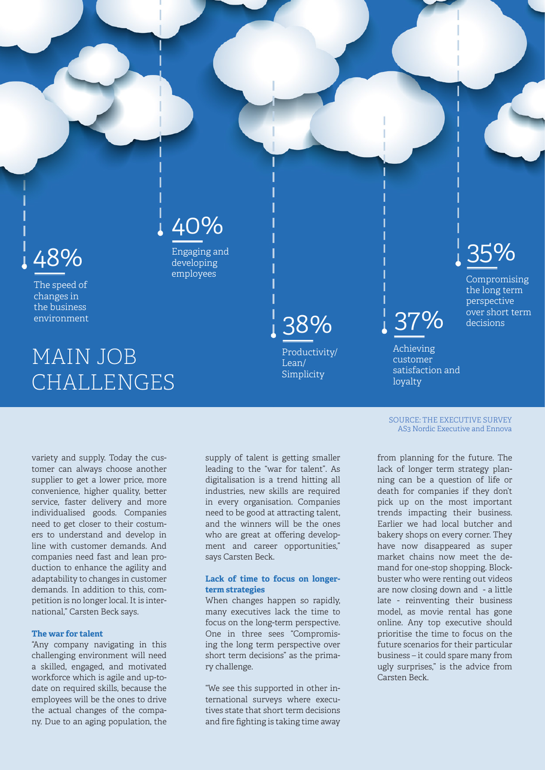# MAIN JOB CHALLENGES

**48%**
The speed of changes in the business environment

**40%**
Engaging and developing employees

**38%**
Productivity/ Lean/ Simplicity

**37%**
Achieving customer satisfaction and loyalty

**35%**
Compromising the long term perspective over short term decisions

SOURCE: THE EXECUTIVE SURVEY AS3 Nordic Executive and Ennova

variety and supply. Today the customer can always choose another supplier to get a lower price, more convenience, higher quality, better service, faster delivery and more individualised goods. Companies need to get closer to their custumers to understand and develop in line with customer demands. And companies need fast and lean production to enhance the agility and adaptability to changes in customer demands. In addition to this, competition is no longer local. It is international," Carsten Beck says.

### The war for talent

"Any company navigating in this challenging environment will need a skilled, engaged, and motivated workforce which is agile and up-to-date on required skills, because the employees will be the ones to drive the actual changes of the company. Due to an aging population, the supply of talent is getting smaller leading to the "war for talent". As digitalisation is a trend hitting all industries, new skills are required in every organisation. Companies need to be good at attracting talent, and the winners will be the ones who are great at offering development and career opportunities," says Carsten Beck.

### Lack of time to focus on longer-term strategies

When changes happen so rapidly, many executives lack the time to focus on the long-term perspective. One in three sees "Compromising the long term perspective over short term decisions" as the primary challenge.

"We see this supported in other international surveys where executives state that short term decisions and fire fighting is taking time away from planning for the future. The lack of longer term strategy planning can be a question of life or death for companies if they don't pick up on the most important trends impacting their business. Earlier we had local butcher and bakery shops on every corner. They have now disappeared as super market chains now meet the demand for one-stop shopping. Blockbuster who were renting out videos are now closing down and - a little late - reinventing their business model, as movie rental has gone online. Any top executive should prioritise the time to focus on the future scenarios for their particular business – it could spare many from ugly surprises," is the advice from Carsten Beck.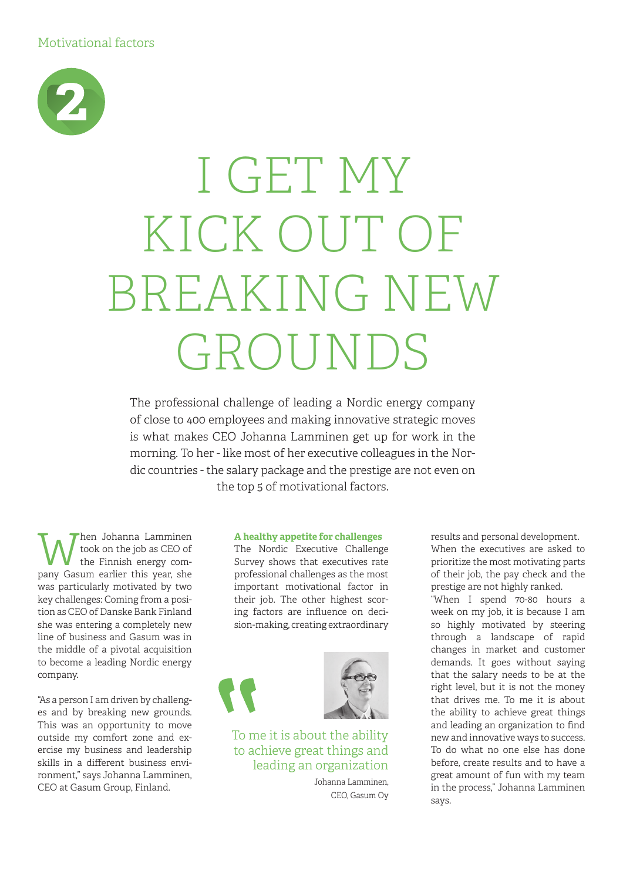Motivational factors

2

# I GET MY KICK OUT OF BREAKING NEW GROUNDS

The professional challenge of leading a Nordic energy company of close to 400 employees and making innovative strategic moves is what makes CEO Johanna Lamminen get up for work in the morning. To her - like most of her executive colleagues in the Nordic countries - the salary package and the prestige are not even on the top 5 of motivational factors.

When Johanna Lamminen took on the job as CEO of the Finnish energy company Gasum earlier this year, she was particularly motivated by two key challenges: Coming from a position as CEO of Danske Bank Finland she was entering a completely new line of business and Gasum was in the middle of a pivotal acquisition to become a leading Nordic energy company.

"As a person I am driven by challenges and by breaking new grounds. This was an opportunity to move outside my comfort zone and exercise my business and leadership skills in a different business environment," says Johanna Lamminen, CEO at Gasum Group, Finland.

**A healthy appetite for challenges**

The Nordic Executive Challenge Survey shows that executives rate professional challenges as the most important motivational factor in their job. The other highest scoring factors are influence on decision-making, creating extraordinary results and personal development.

When the executives are asked to prioritize the most motivating parts of their job, the pay check and the prestige are not highly ranked.

"When I spend 70-80 hours a week on my job, it is because I am so highly motivated by steering through a landscape of rapid changes in market and customer demands. It goes without saying that the salary needs to be at the right level, but it is not the money that drives me. To me it is about the ability to achieve great things and leading an organization to find new and innovative ways to success. To do what no one else has done before, create results and to have a great amount of fun with my team in the process," Johanna Lamminen says.

> "To me it is about the ability to achieve great things and leading an organization
>
> Johanna Lamminen,
> CEO, Gasum Oy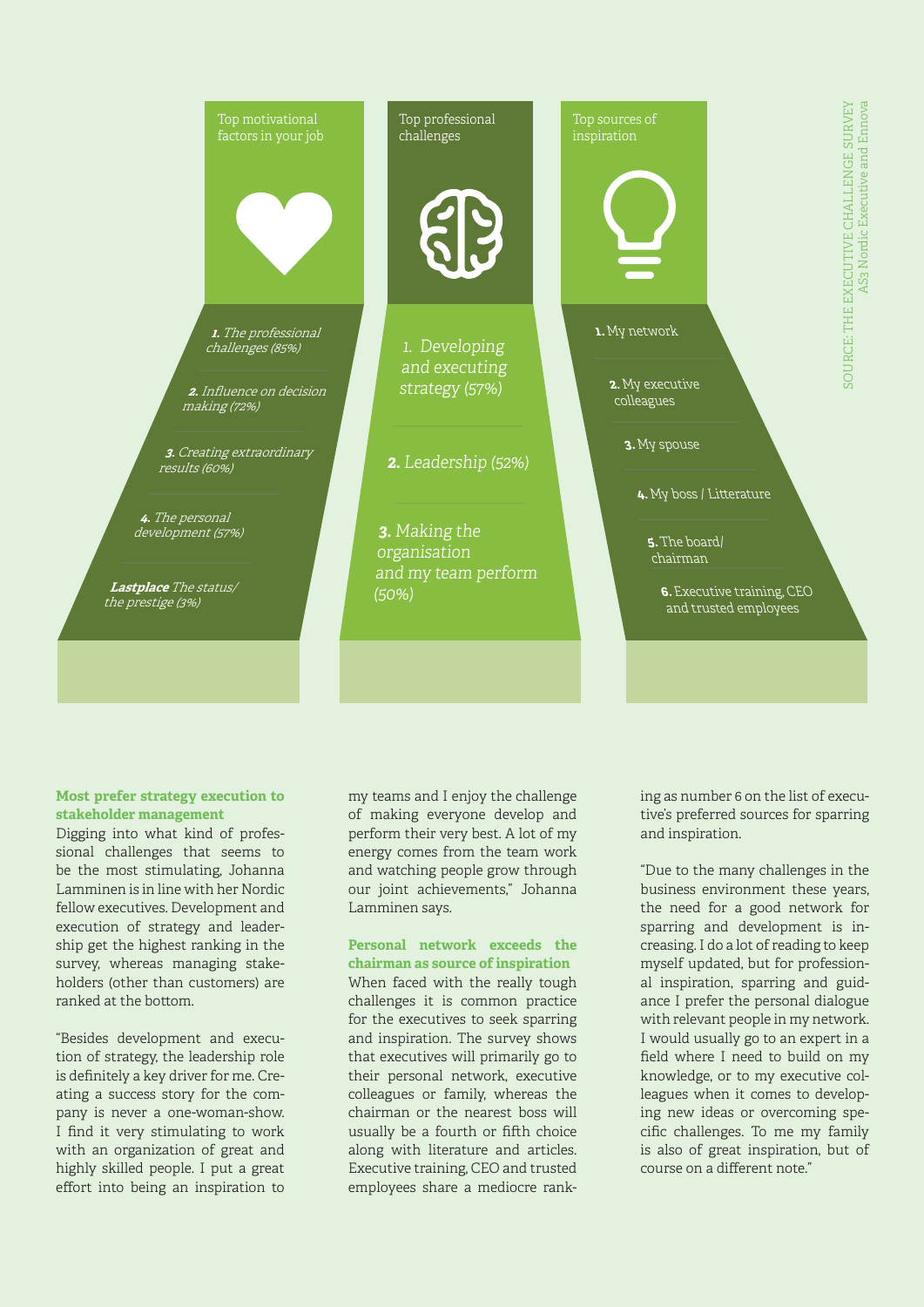Top motivational factors in your job

1. *The professional challenges (85%)*

2. *Influence on decision making (72%)*

3. *Creating extraordinary results (60%)*

4. *The personal development (57%)*

**Lastplace** *The status/ the prestige (3%)*

Top professional challenges

1. Developing and executing strategy (57%)

2. Leadership (52%)

3. Making the organisation and my team perform (50%)

Top sources of inspiration

1. My network

2. My executive colleagues

3. My spouse

4. My boss / Litterature

5. The board/ chairman

6. Executive training, CEO and trusted employees

SOURCE: THE EXECUTIVE CHALLENGE SURVEY
AS3 Nordic Executive and Ennova

**Most prefer strategy execution to stakeholder management**

Digging into what kind of professional challenges that seems to be the most stimulating, Johanna Lamminen is in line with her Nordic fellow executives. Development and execution of strategy and leadership get the highest ranking in the survey, whereas managing stakeholders (other than customers) are ranked at the bottom.

"Besides development and execution of strategy, the leadership role is definitely a key driver for me. Creating a success story for the company is never a one-woman-show. I find it very stimulating to work with an organization of great and highly skilled people. I put a great effort into being an inspiration to my teams and I enjoy the challenge of making everyone develop and perform their very best. A lot of my energy comes from the team work and watching people grow through our joint achievements," Johanna Lamminen says.

**Personal network exceeds the chairman as source of inspiration**

When faced with the really tough challenges it is common practice for the executives to seek sparring and inspiration. The survey shows that executives will primarily go to their personal network, executive colleagues or family, whereas the chairman or the nearest boss will usually be a fourth or fifth choice along with literature and articles. Executive training, CEO and trusted employees share a mediocre ranking as number 6 on the list of executive's preferred sources for sparring and inspiration.

"Due to the many challenges in the business environment these years, the need for a good network for sparring and development is increasing. I do a lot of reading to keep myself updated, but for professional inspiration, sparring and guidance I prefer the personal dialogue with relevant people in my network. I would usually go to an expert in a field where I need to build on my knowledge, or to my executive colleagues when it comes to developing new ideas or overcoming specific challenges. To me my family is also of great inspiration, but of course on a different note."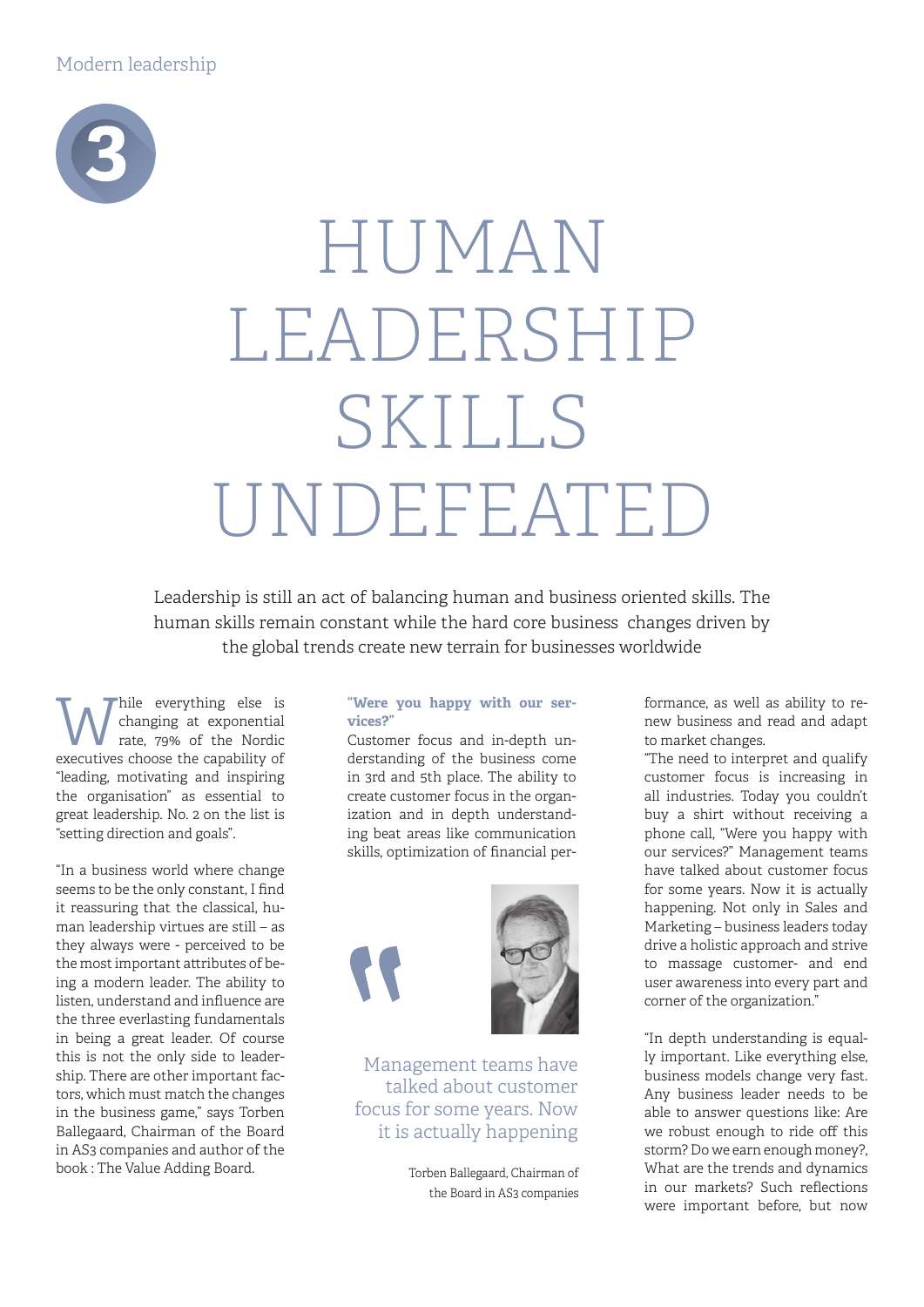Modern leadership

3

# HUMAN LEADERSHIP SKILLS UNDEFEATED

Leadership is still an act of balancing human and business oriented skills. The human skills remain constant while the hard core business changes driven by the global trends create new terrain for businesses worldwide

While everything else is changing at exponential rate, 79% of the Nordic executives choose the capability of "leading, motivating and inspiring the organisation" as essential to great leadership. No. 2 on the list is "setting direction and goals".

"In a business world where change seems to be the only constant, I find it reassuring that the classical, human leadership virtues are still – as they always were - perceived to be the most important attributes of being a modern leader. The ability to listen, understand and influence are the three everlasting fundamentals in being a great leader. Of course this is not the only side to leadership. There are other important factors, which must match the changes in the business game," says Torben Ballegaard, Chairman of the Board in AS3 companies and author of the book : The Value Adding Board.

**"Were you happy with our services?"**

Customer focus and in-depth understanding of the business come in 3rd and 5th place. The ability to create customer focus in the organization and in depth understanding beat areas like communication skills, optimization of financial performance, as well as ability to renew business and read and adapt to market changes.

"The need to interpret and qualify customer focus is increasing in all industries. Today you couldn't buy a shirt without receiving a phone call, "Were you happy with our services?" Management teams have talked about customer focus for some years. Now it is actually happening. Not only in Sales and Marketing – business leaders today drive a holistic approach and strive to massage customer- and end user awareness into every part and corner of the organization."

"In depth understanding is equally important. Like everything else, business models change very fast. Any business leader needs to be able to answer questions like: Are we robust enough to ride off this storm? Do we earn enough money?, What are the trends and dynamics in our markets? Such reflections were important before, but now

> Management teams have talked about customer focus for some years. Now it is actually happening
>
> Torben Ballegaard, Chairman of the Board in AS3 companies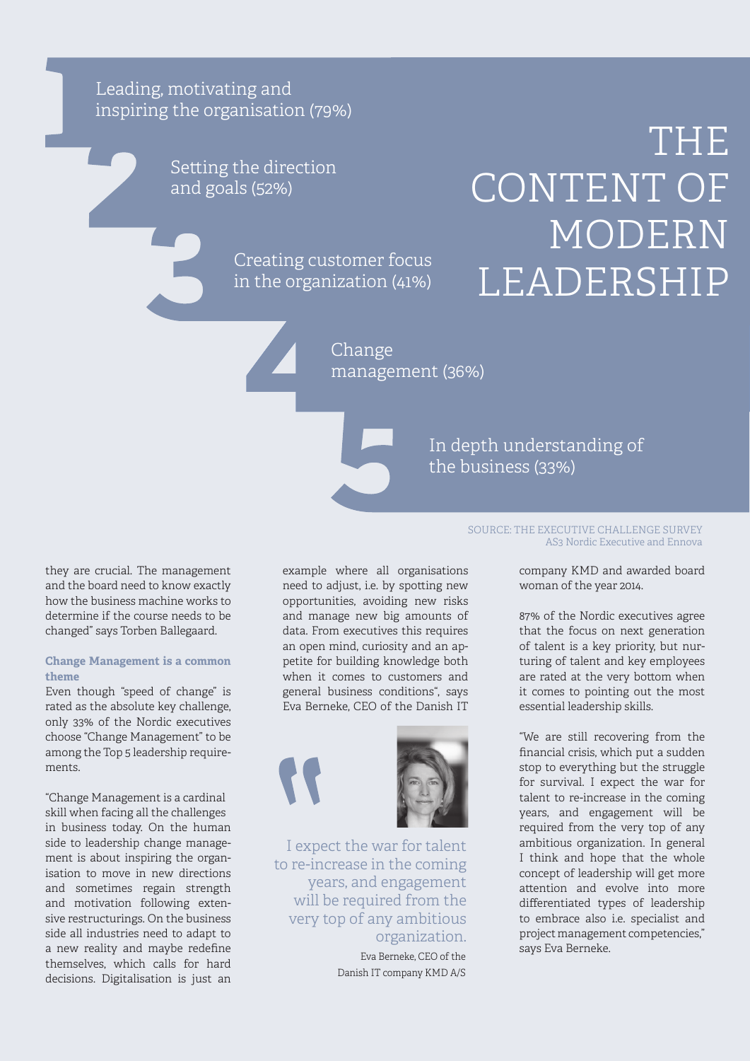# THE CONTENT OF MODERN LEADERSHIP

1. Leading, motivating and inspiring the organisation (79%)
2. Setting the direction and goals (52%)
3. Creating customer focus in the organization (41%)
4. Change management (36%)
5. In depth understanding of the business (33%)

SOURCE: THE EXECUTIVE CHALLENGE SURVEY
AS3 Nordic Executive and Ennova

they are crucial. The management and the board need to know exactly how the business machine works to determine if the course needs to be changed" says Torben Ballegaard.

**Change Management is a common theme**

Even though "speed of change" is rated as the absolute key challenge, only 33% of the Nordic executives choose "Change Management" to be among the Top 5 leadership requirements.

"Change Management is a cardinal skill when facing all the challenges in business today. On the human side to leadership change management is about inspiring the organisation to move in new directions and sometimes regain strength and motivation following extensive restructurings. On the business side all industries need to adapt to a new reality and maybe redefine themselves, which calls for hard decisions. Digitalisation is just an example where all organisations need to adjust, i.e. by spotting new opportunities, avoiding new risks and manage new big amounts of data. From executives this requires an open mind, curiosity and an appetite for building knowledge both when it comes to customers and general business conditions", says Eva Berneke, CEO of the Danish IT company KMD and awarded board woman of the year 2014.

> "I expect the war for talent to re-increase in the coming years, and engagement will be required from the very top of any ambitious organization.
>
> Eva Berneke, CEO of the Danish IT company KMD A/S

87% of the Nordic executives agree that the focus on next generation of talent is a key priority, but nurturing of talent and key employees are rated at the very bottom when it comes to pointing out the most essential leadership skills.

"We are still recovering from the financial crisis, which put a sudden stop to everything but the struggle for survival. I expect the war for talent to re-increase in the coming years, and engagement will be required from the very top of any ambitious organization. In general I think and hope that the whole concept of leadership will get more attention and evolve into more differentiated types of leadership to embrace also i.e. specialist and project management competencies," says Eva Berneke.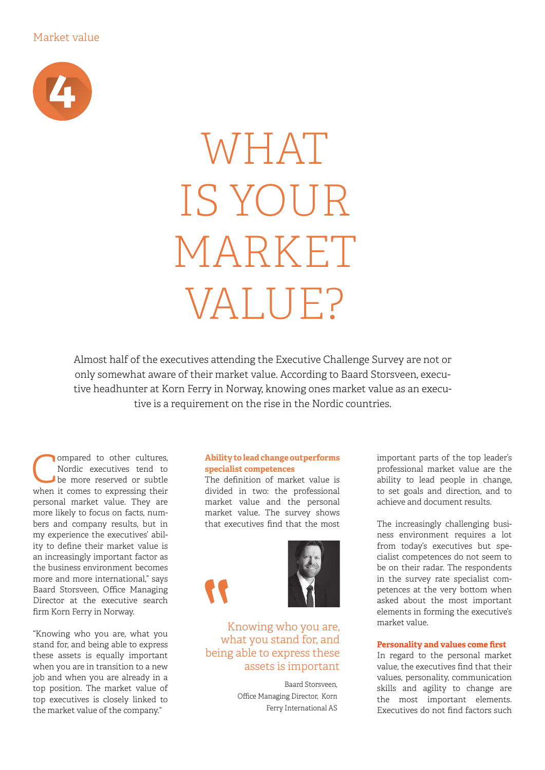Market value

4

# WHAT IS YOUR MARKET VALUE?

Almost half of the executives attending the Executive Challenge Survey are not or only somewhat aware of their market value. According to Baard Storsveen, executive headhunter at Korn Ferry in Norway, knowing ones market value as an executive is a requirement on the rise in the Nordic countries.

Compared to other cultures, Nordic executives tend to be more reserved or subtle when it comes to expressing their personal market value. They are more likely to focus on facts, numbers and company results, but in my experience the executives' ability to define their market value is an increasingly important factor as the business environment becomes more and more international," says Baard Storsveen, Office Managing Director at the executive search firm Korn Ferry in Norway.

"Knowing who you are, what you stand for, and being able to express these assets is equally important when you are in transition to a new job and when you are already in a top position. The market value of top executives is closely linked to the market value of the company."

**Ability to lead change outperforms specialist competences**

The definition of market value is divided in two: the professional market value and the personal market value. The survey shows that executives find that the most important parts of the top leader's professional market value are the ability to lead people in change, to set goals and direction, and to achieve and document results.

> Knowing who you are, what you stand for, and being able to express these assets is important
>
> Baard Storsveen, Office Managing Director, Korn Ferry International AS

The increasingly challenging business environment requires a lot from today's executives but specialist competences do not seem to be on their radar. The respondents in the survey rate specialist competences at the very bottom when asked about the most important elements in forming the executive's market value.

**Personality and values come first**

In regard to the personal market value, the executives find that their values, personality, communication skills and agility to change are the most important elements. Executives do not find factors such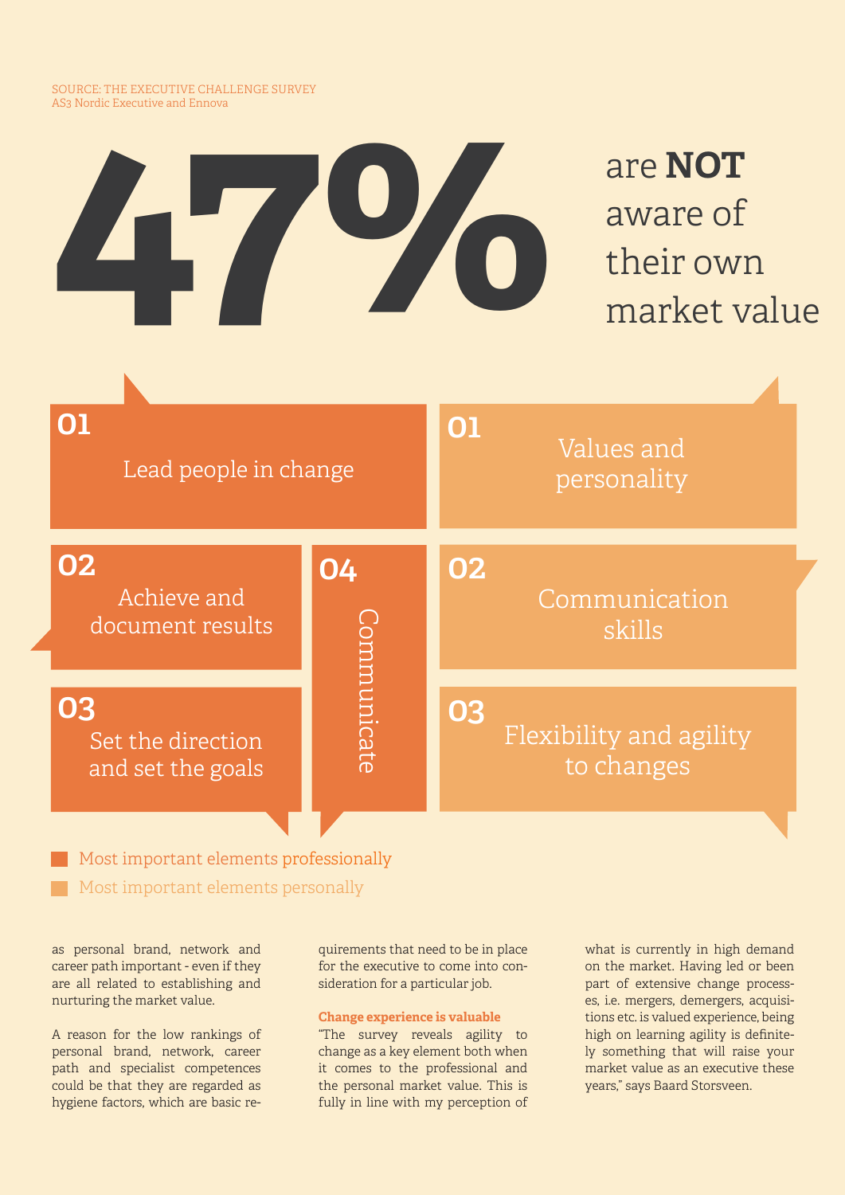SOURCE: THE EXECUTIVE CHALLENGE SURVEY
AS3 Nordic Executive and Ennova

# 47% are **NOT** aware of their own market value

**Most important elements professionally**

01 Lead people in change

02 Achieve and document results

03 Set the direction and set the goals

04 Communicate

**Most important elements personally**

01 Values and personality

02 Communication skills

03 Flexibility and agility to changes

as personal brand, network and career path important - even if they are all related to establishing and nurturing the market value.

A reason for the low rankings of personal brand, network, career path and specialist competences could be that they are regarded as hygiene factors, which are basic requirements that need to be in place for the executive to come into consideration for a particular job.

**Change experience is valuable**

"The survey reveals agility to change as a key element both when it comes to the professional and the personal market value. This is fully in line with my perception of what is currently in high demand on the market. Having led or been part of extensive change processes, i.e. mergers, demergers, acquisitions etc. is valued experience, being high on learning agility is definitely something that will raise your market value as an executive these years," says Baard Storsveen.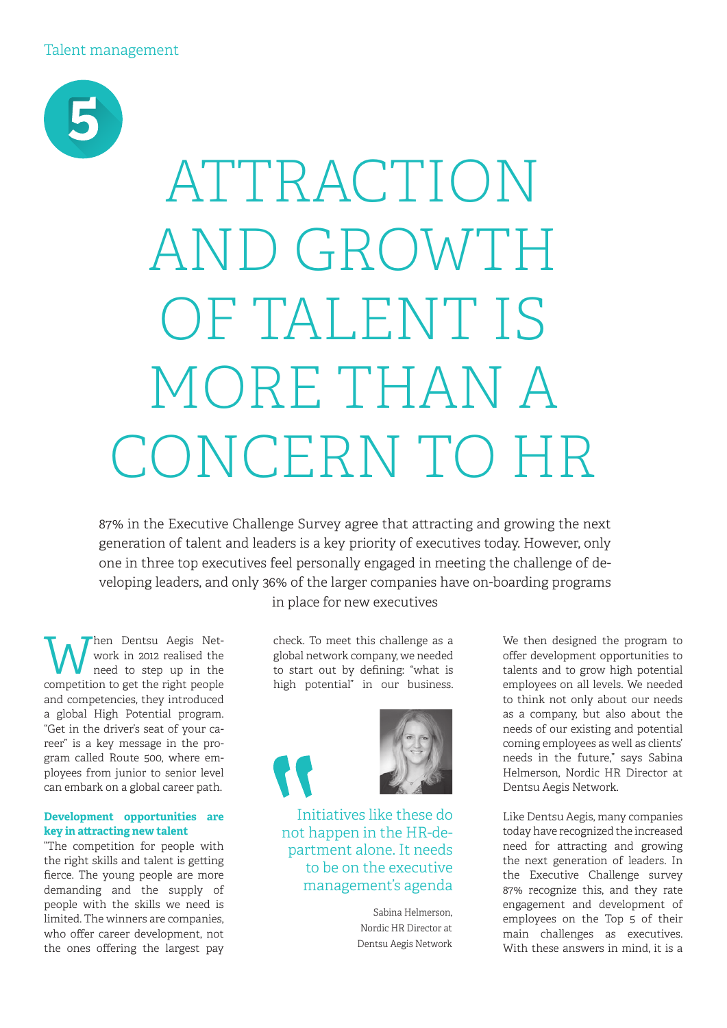Talent management

5

# ATTRACTION AND GROWTH OF TALENT IS MORE THAN A CONCERN TO HR

87% in the Executive Challenge Survey agree that attracting and growing the next generation of talent and leaders is a key priority of executives today. However, only one in three top executives feel personally engaged in meeting the challenge of developing leaders, and only 36% of the larger companies have on-boarding programs in place for new executives

When Dentsu Aegis Network in 2012 realised the need to step up in the competition to get the right people and competencies, they introduced a global High Potential program. "Get in the driver's seat of your career" is a key message in the program called Route 500, where employees from junior to senior level can embark on a global career path.

**Development opportunities are key in attracting new talent**

"The competition for people with the right skills and talent is getting fierce. The young people are more demanding and the supply of people with the skills we need is limited. The winners are companies, who offer career development, not the ones offering the largest pay check. To meet this challenge as a global network company, we needed to start out by defining: "what is high potential" in our business.

> "Initiatives like these do not happen in the HR-department alone. It needs to be on the executive management's agenda
>
> Sabina Helmerson, Nordic HR Director at Dentsu Aegis Network

We then designed the program to offer development opportunities to talents and to grow high potential employees on all levels. We needed to think not only about our needs as a company, but also about the needs of our existing and potential coming employees as well as clients' needs in the future," says Sabina Helmerson, Nordic HR Director at Dentsu Aegis Network.

Like Dentsu Aegis, many companies today have recognized the increased need for attracting and growing the next generation of leaders. In the Executive Challenge survey 87% recognize this, and they rate engagement and development of employees on the Top 5 of their main challenges as executives. With these answers in mind, it is a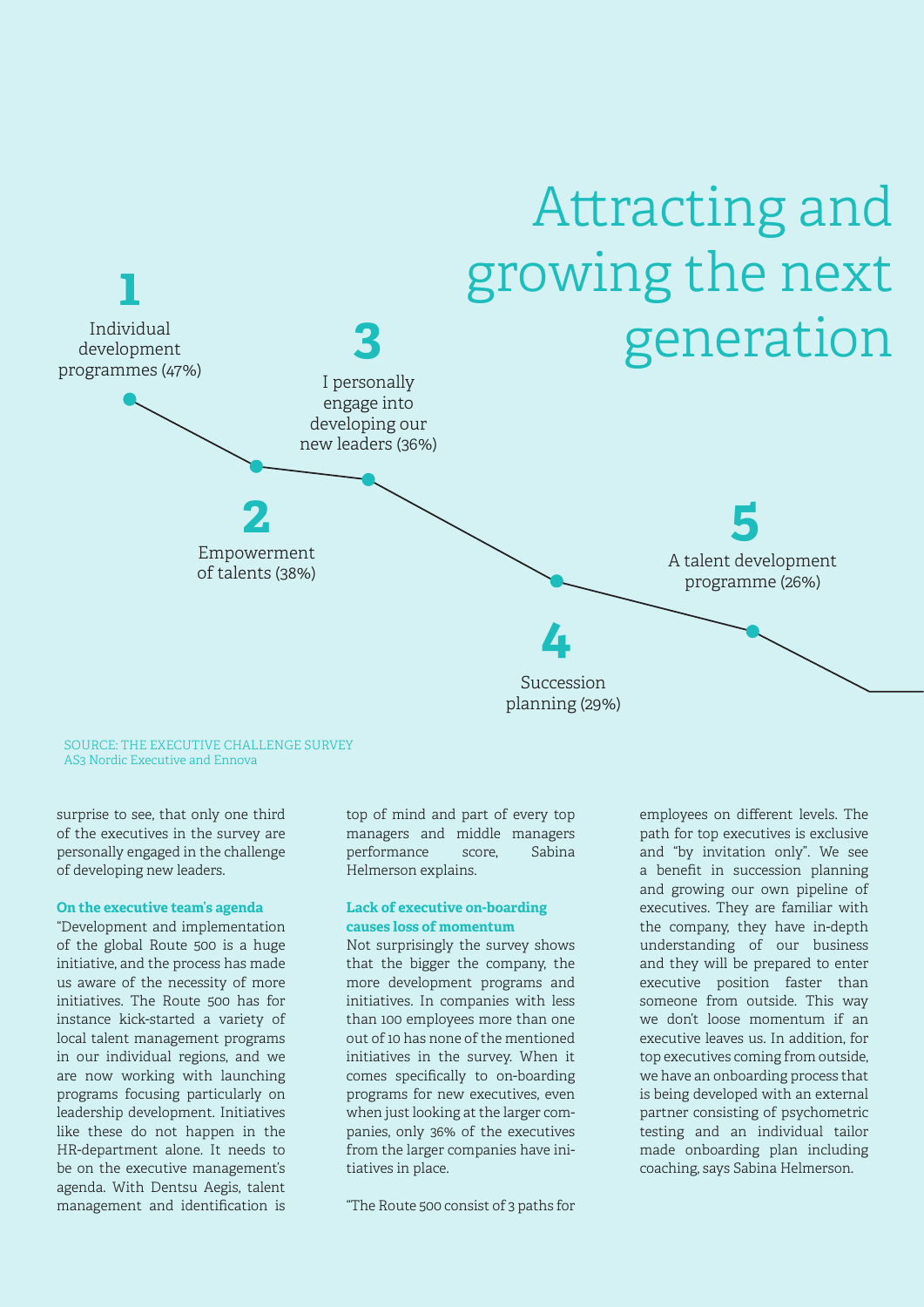# Attracting and growing the next generation

**1**
Individual development programmes (47%)

**2**
Empowerment of talents (38%)

**3**
I personally engage into developing our new leaders (36%)

**4**
Succession planning (29%)

**5**
A talent development programme (26%)

SOURCE: THE EXECUTIVE CHALLENGE SURVEY
AS3 Nordic Executive and Ennova

surprise to see, that only one third of the executives in the survey are personally engaged in the challenge of developing new leaders.

**On the executive team's agenda**

"Development and implementation of the global Route 500 is a huge initiative, and the process has made us aware of the necessity of more initiatives. The Route 500 has for instance kick-started a variety of local talent management programs in our individual regions, and we are now working with launching programs focusing particularly on leadership development. Initiatives like these do not happen in the HR-department alone. It needs to be on the executive management's agenda. With Dentsu Aegis, talent management and identification is top of mind and part of every top managers and middle managers performance score, Sabina Helmerson explains.

**Lack of executive on-boarding causes loss of momentum**

Not surprisingly the survey shows that the bigger the company, the more development programs and initiatives. In companies with less than 100 employees more than one out of 10 has none of the mentioned initiatives in the survey. When it comes specifically to on-boarding programs for new executives, even when just looking at the larger companies, only 36% of the executives from the larger companies have initiatives in place.

"The Route 500 consist of 3 paths for employees on different levels. The path for top executives is exclusive and "by invitation only". We see a benefit in succession planning and growing our own pipeline of executives. They are familiar with the company, they have in-depth understanding of our business and they will be prepared to enter executive position faster than someone from outside. This way we don't loose momentum if an executive leaves us. In addition, for top executives coming from outside, we have an onboarding process that is being developed with an external partner consisting of psychometric testing and an individual tailor made onboarding plan including coaching, says Sabina Helmerson.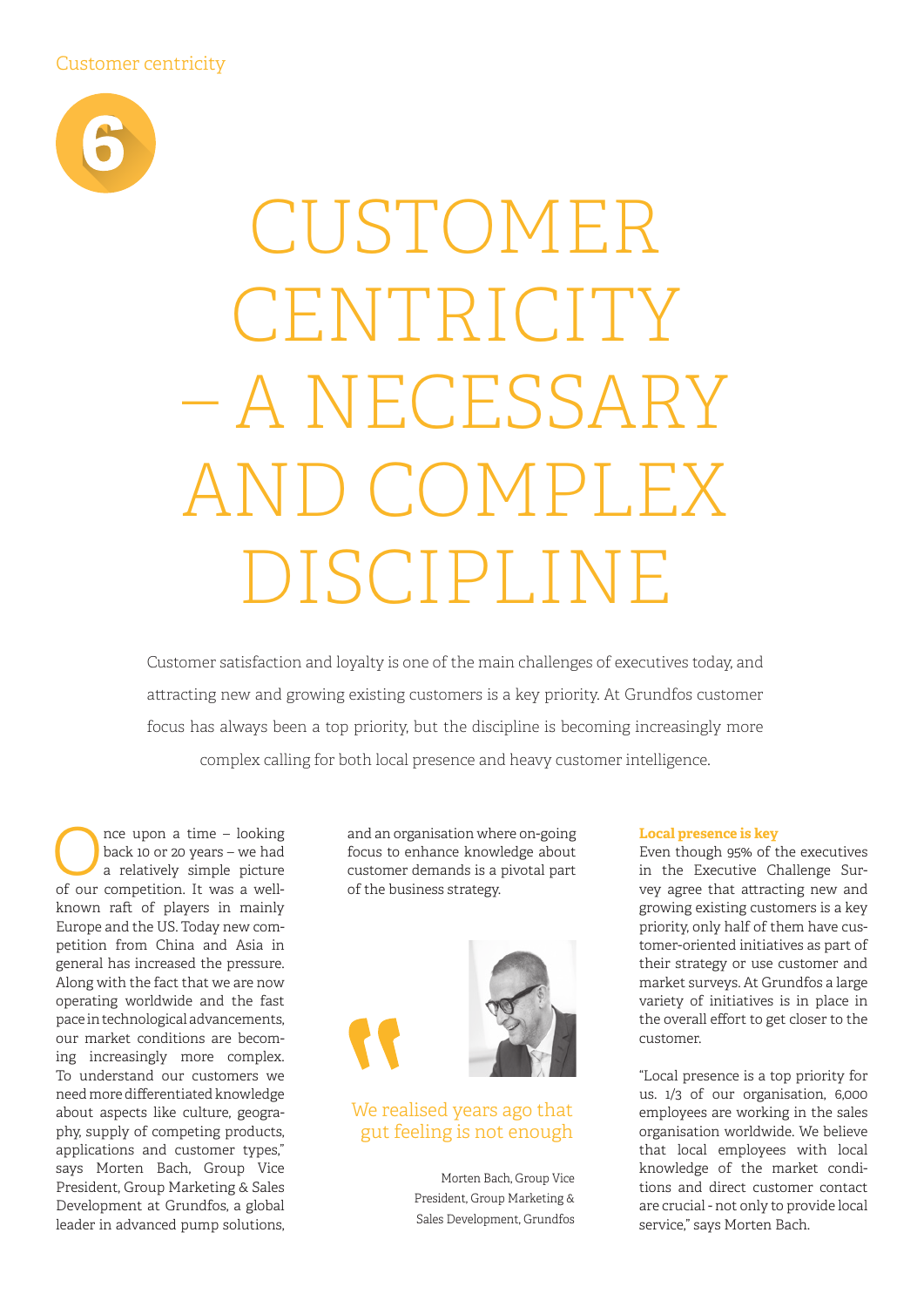Customer centricity

6

# CUSTOMER CENTRICITY – A NECESSARY AND COMPLEX DISCIPLINE

Customer satisfaction and loyalty is one of the main challenges of executives today, and attracting new and growing existing customers is a key priority. At Grundfos customer focus has always been a top priority, but the discipline is becoming increasingly more complex calling for both local presence and heavy customer intelligence.

Once upon a time – looking back 10 or 20 years – we had a relatively simple picture of our competition. It was a well-known raft of players in mainly Europe and the US. Today new competition from China and Asia in general has increased the pressure. Along with the fact that we are now operating worldwide and the fast pace in technological advancements, our market conditions are becoming increasingly more complex. To understand our customers we need more differentiated knowledge about aspects like culture, geography, supply of competing products, applications and customer types," says Morten Bach, Group Vice President, Group Marketing & Sales Development at Grundfos, a global leader in advanced pump solutions, and an organisation where on-going focus to enhance knowledge about customer demands is a pivotal part of the business strategy.

> We realised years ago that gut feeling is not enough

Morten Bach, Group Vice President, Group Marketing & Sales Development, Grundfos

**Local presence is key**

Even though 95% of the executives in the Executive Challenge Survey agree that attracting new and growing existing customers is a key priority, only half of them have customer-oriented initiatives as part of their strategy or use customer and market surveys. At Grundfos a large variety of initiatives is in place in the overall effort to get closer to the customer.

"Local presence is a top priority for us. 1/3 of our organisation, 6,000 employees are working in the sales organisation worldwide. We believe that local employees with local knowledge of the market conditions and direct customer contact are crucial - not only to provide local service," says Morten Bach.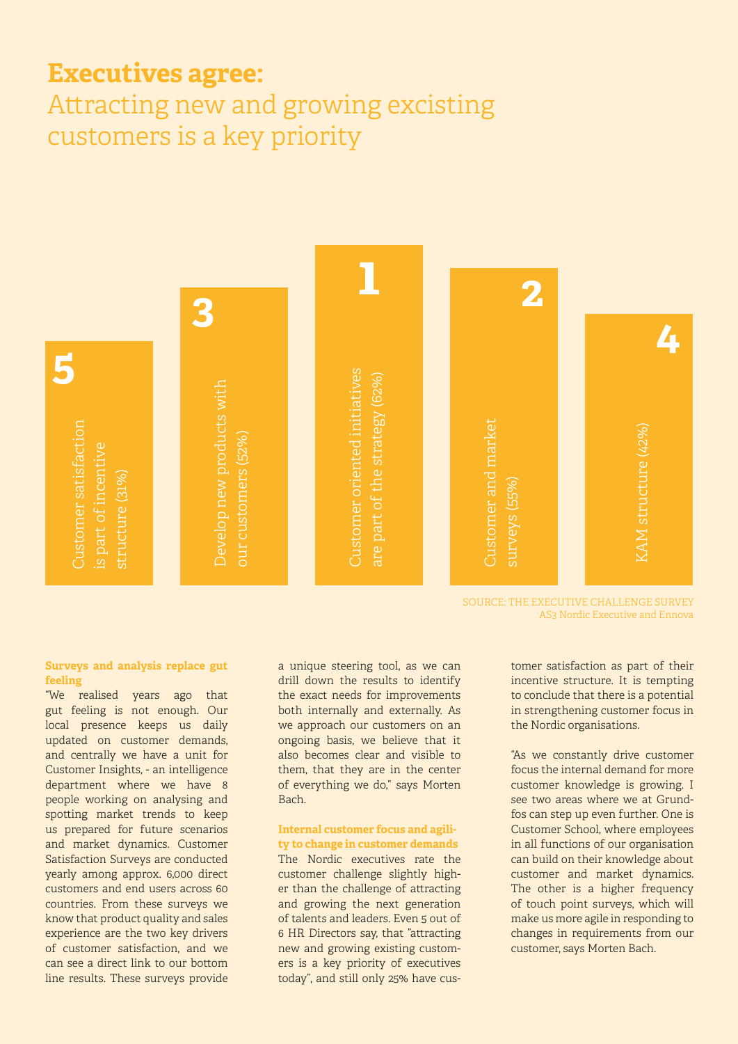# Executives agree:

## Attracting new and growing excisting customers is a key priority

| Rank | Item |
|---|---|
| 5 | Customer satisfaction is part of incentive structure (31%) |
| 3 | Develop new products with our customers (52%) |
| 1 | Customer oriented initiatives are part of the strategy (62%) |
| 2 | Customer and market surveys (55%) |
| 4 | KAM structure (42%) |

SOURCE: THE EXECUTIVE CHALLENGE SURVEY
AS3 Nordic Executive and Ennova

**Surveys and analysis replace gut feeling**

"We realised years ago that gut feeling is not enough. Our local presence keeps us daily updated on customer demands, and centrally we have a unit for Customer Insights, - an intelligence department where we have 8 people working on analysing and spotting market trends to keep us prepared for future scenarios and market dynamics. Customer Satisfaction Surveys are conducted yearly among approx. 6,000 direct customers and end users across 60 countries. From these surveys we know that product quality and sales experience are the two key drivers of customer satisfaction, and we can see a direct link to our bottom line results. These surveys provide a unique steering tool, as we can drill down the results to identify the exact needs for improvements both internally and externally. As we approach our customers on an ongoing basis, we believe that it also becomes clear and visible to them, that they are in the center of everything we do," says Morten Bach.

**Internal customer focus and agility to change in customer demands**

The Nordic executives rate the customer challenge slightly higher than the challenge of attracting and growing the next generation of talents and leaders. Even 5 out of 6 HR Directors say, that "attracting new and growing existing customers is a key priority of executives today", and still only 25% have customer satisfaction as part of their incentive structure. It is tempting to conclude that there is a potential in strengthening customer focus in the Nordic organisations.

"As we constantly drive customer focus the internal demand for more customer knowledge is growing. I see two areas where we at Grundfos can step up even further. One is Customer School, where employees in all functions of our organisation can build on their knowledge about customer and market dynamics. The other is a higher frequency of touch point surveys, which will make us more agile in responding to changes in requirements from our customer, says Morten Bach.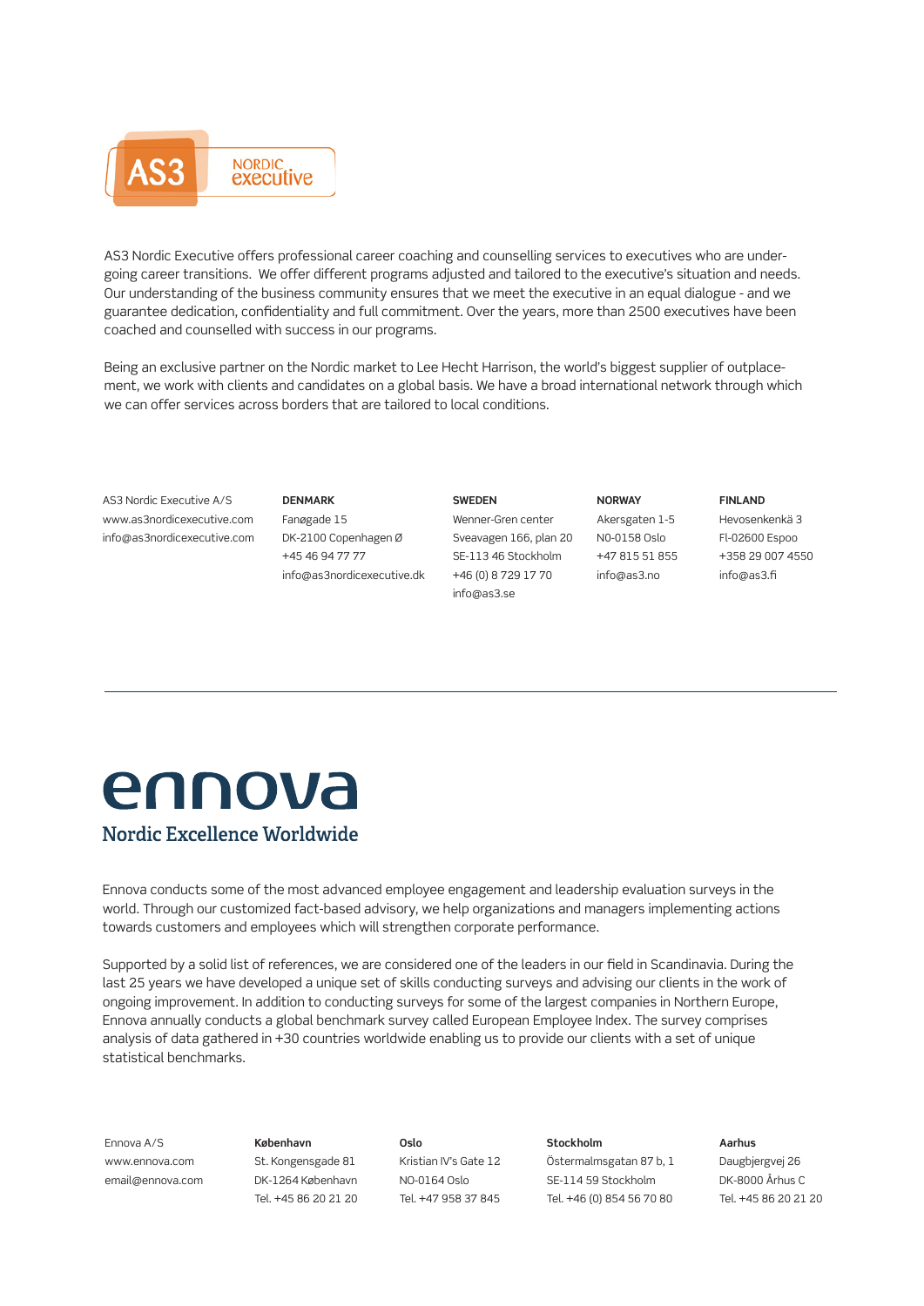AS3 NORDIC executive

AS3 Nordic Executive offers professional career coaching and counselling services to executives who are undergoing career transitions. We offer different programs adjusted and tailored to the executive's situation and needs. Our understanding of the business community ensures that we meet the executive in an equal dialogue - and we guarantee dedication, confidentiality and full commitment. Over the years, more than 2500 executives have been coached and counselled with success in our programs.

Being an exclusive partner on the Nordic market to Lee Hecht Harrison, the world's biggest supplier of outplacement, we work with clients and candidates on a global basis. We have a broad international network through which we can offer services across borders that are tailored to local conditions.

AS3 Nordic Executive A/S
www.as3nordicexecutive.com
info@as3nordicexecutive.com

**DENMARK**
Fanøgade 15
DK-2100 Copenhagen Ø
+45 46 94 77 77
info@as3nordicexecutive.dk

**SWEDEN**
Wenner-Gren center
Sveavagen 166, plan 20
SE-113 46 Stockholm
+46 (0) 8 729 17 70
info@as3.se

**NORWAY**
Akersgaten 1-5
NO-0158 Oslo
+47 815 51 855
info@as3.no

**FINLAND**
Hevosenkenkä 3
FI-02600 Espoo
+358 29 007 4550
info@as3.fi

---

# ennova

## Nordic Excellence Worldwide

Ennova conducts some of the most advanced employee engagement and leadership evaluation surveys in the world. Through our customized fact-based advisory, we help organizations and managers implementing actions towards customers and employees which will strengthen corporate performance.

Supported by a solid list of references, we are considered one of the leaders in our field in Scandinavia. During the last 25 years we have developed a unique set of skills conducting surveys and advising our clients in the work of ongoing improvement. In addition to conducting surveys for some of the largest companies in Northern Europe, Ennova annually conducts a global benchmark survey called European Employee Index. The survey comprises analysis of data gathered in +30 countries worldwide enabling us to provide our clients with a set of unique statistical benchmarks.

Ennova A/S
www.ennova.com
email@ennova.com

**København**
St. Kongensgade 81
DK-1264 København
Tel. +45 86 20 21 20

**Oslo**
Kristian IV's Gate 12
NO-0164 Oslo
Tel. +47 958 37 845

**Stockholm**
Östermalmsgatan 87 b, 1
SE-114 59 Stockholm
Tel. +46 (0) 854 56 70 80

**Aarhus**
Daugbjergvej 26
DK-8000 Århus C
Tel. +45 86 20 21 20